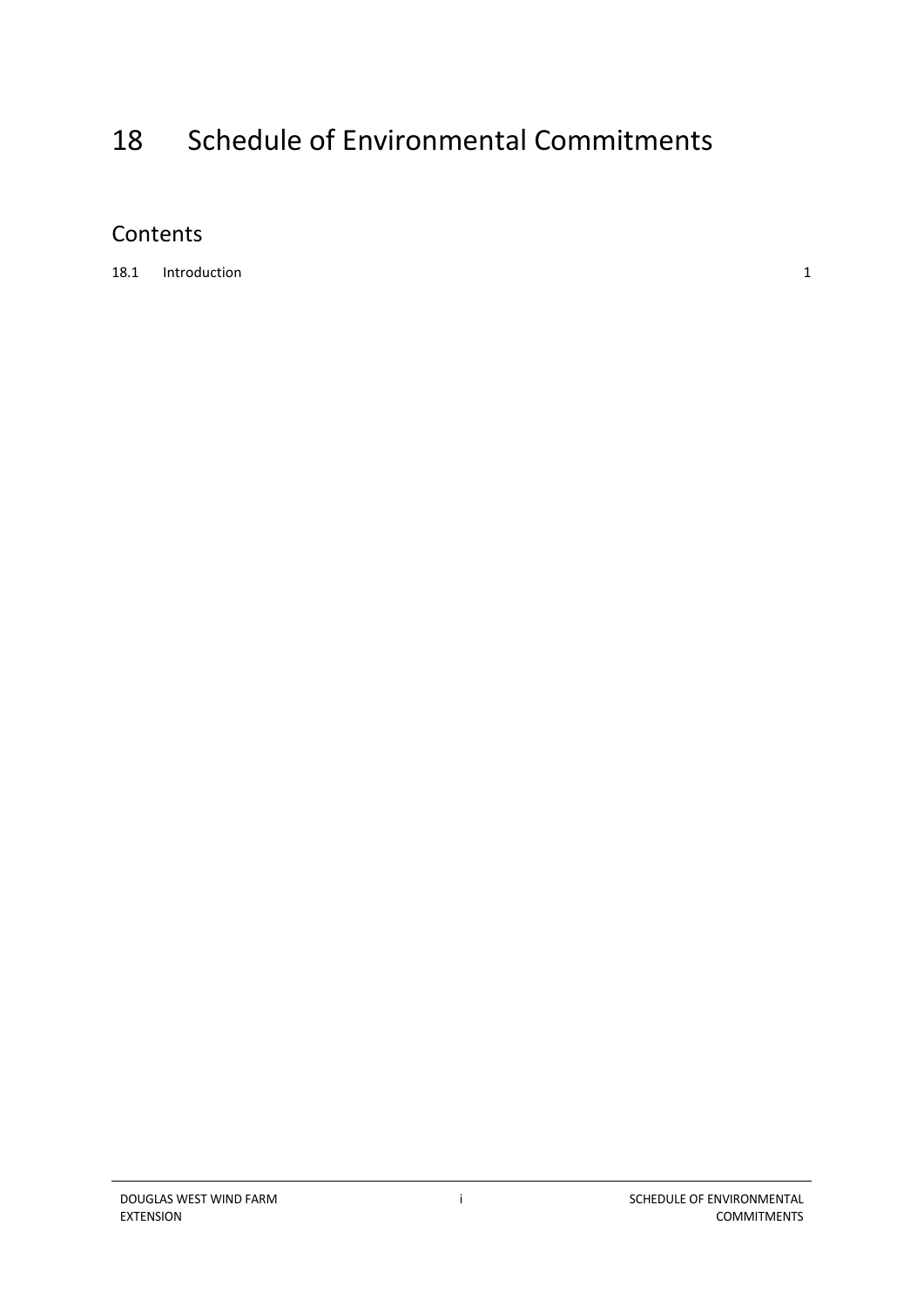# 18 Schedule of Environmental Commitments

## Contents

18.1 Introduction 1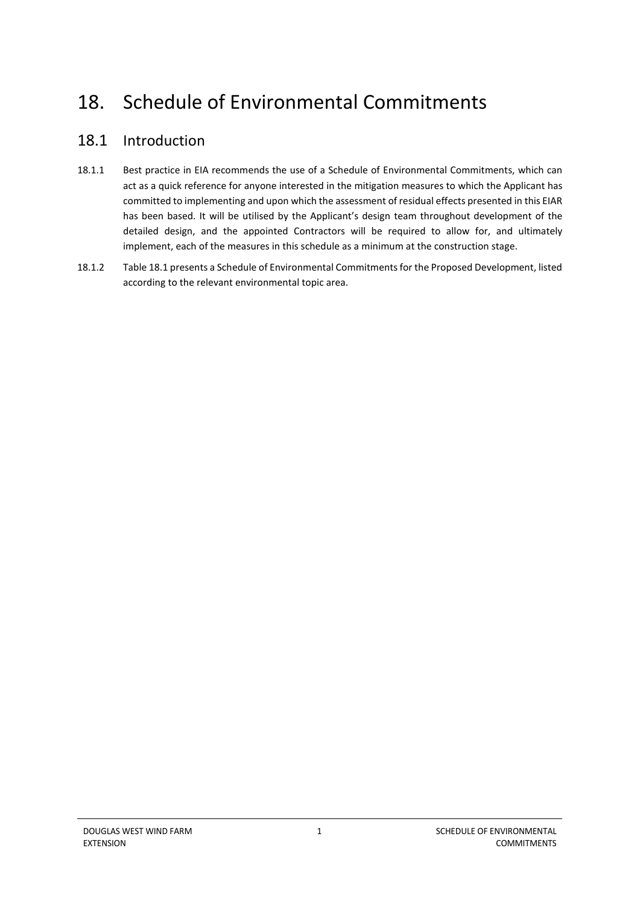# 18. Schedule of Environmental Commitments

## 18.1 Introduction

18.1.1 Best practice in EIA recommends the use of a Schedule of Environmental Commitments, which can act as a quick reference for anyone interested in the mitigation measures to which the Applicant has committed to implementing and upon which the assessment of residual effects presented in this EIAR has been based. It will be utilised by the Applicant's design team throughout development of the detailed design, and the appointed Contractors will be required to allow for, and ultimately implement, each of the measures in this schedule as a minimum at the construction stage.

18.1.2 Table 18.1 presents a Schedule of Environmental Commitments for the Proposed Development, listed according to the relevant environmental topic area.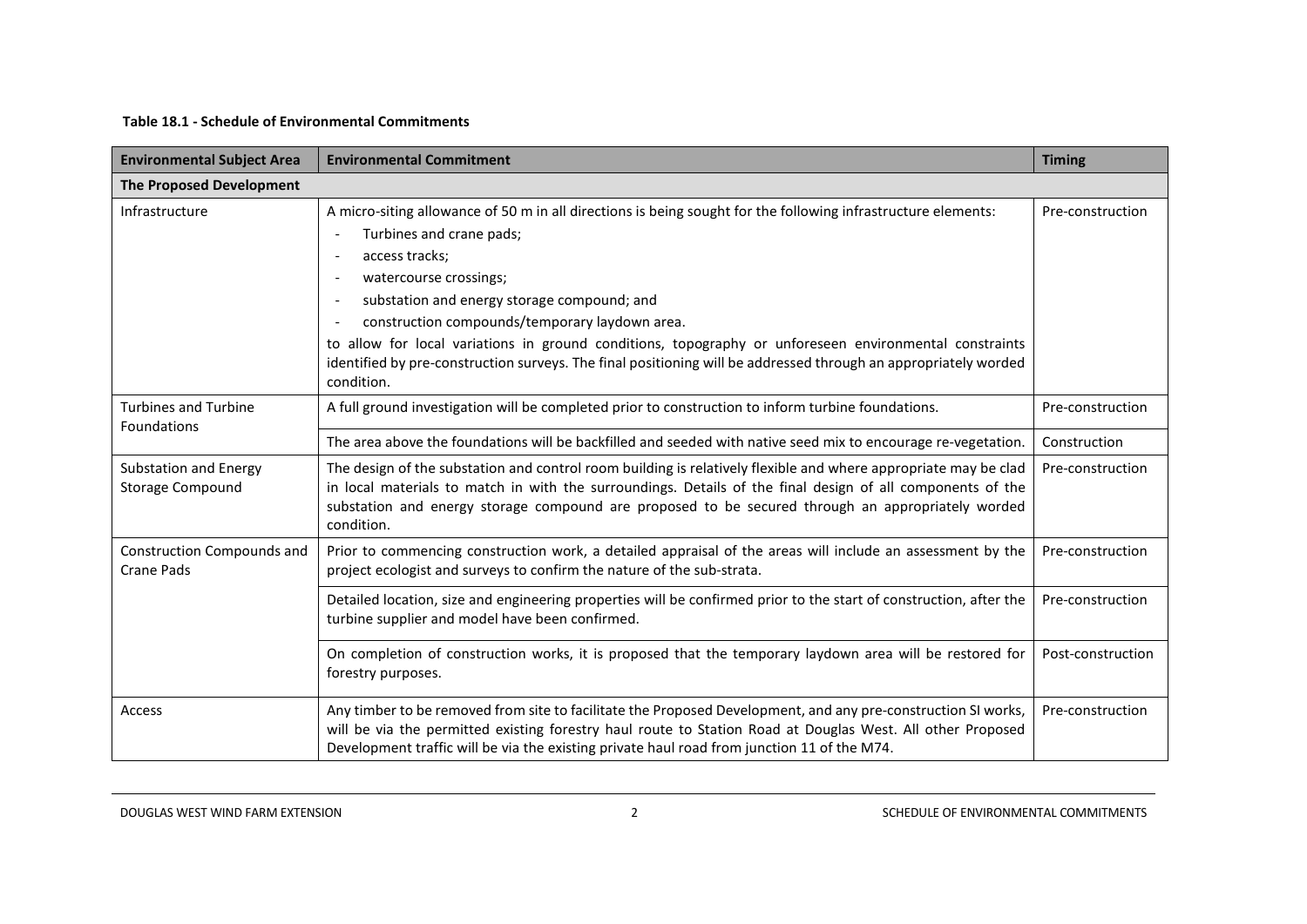**Table 18.1 - Schedule of Environmental Commitments**

| Environmental Subject Area | Environmental Commitment | Timing |
|---|---|---|
| **The Proposed Development** | | |
| Infrastructure | A micro-siting allowance of 50 m in all directions is being sought for the following infrastructure elements:<br>- Turbines and crane pads;<br>- access tracks;<br>- watercourse crossings;<br>- substation and energy storage compound; and<br>- construction compounds/temporary laydown area.<br>to allow for local variations in ground conditions, topography or unforeseen environmental constraints identified by pre-construction surveys. The final positioning will be addressed through an appropriately worded condition. | Pre-construction |
| Turbines and Turbine Foundations | A full ground investigation will be completed prior to construction to inform turbine foundations. | Pre-construction |
| | The area above the foundations will be backfilled and seeded with native seed mix to encourage re-vegetation. | Construction |
| Substation and Energy Storage Compound | The design of the substation and control room building is relatively flexible and where appropriate may be clad in local materials to match in with the surroundings. Details of the final design of all components of the substation and energy storage compound are proposed to be secured through an appropriately worded condition. | Pre-construction |
| Construction Compounds and Crane Pads | Prior to commencing construction work, a detailed appraisal of the areas will include an assessment by the project ecologist and surveys to confirm the nature of the sub-strata. | Pre-construction |
| | Detailed location, size and engineering properties will be confirmed prior to the start of construction, after the turbine supplier and model have been confirmed. | Pre-construction |
| | On completion of construction works, it is proposed that the temporary laydown area will be restored for forestry purposes. | Post-construction |
| Access | Any timber to be removed from site to facilitate the Proposed Development, and any pre-construction SI works, will be via the permitted existing forestry haul route to Station Road at Douglas West. All other Proposed Development traffic will be via the existing private haul road from junction 11 of the M74. | Pre-construction |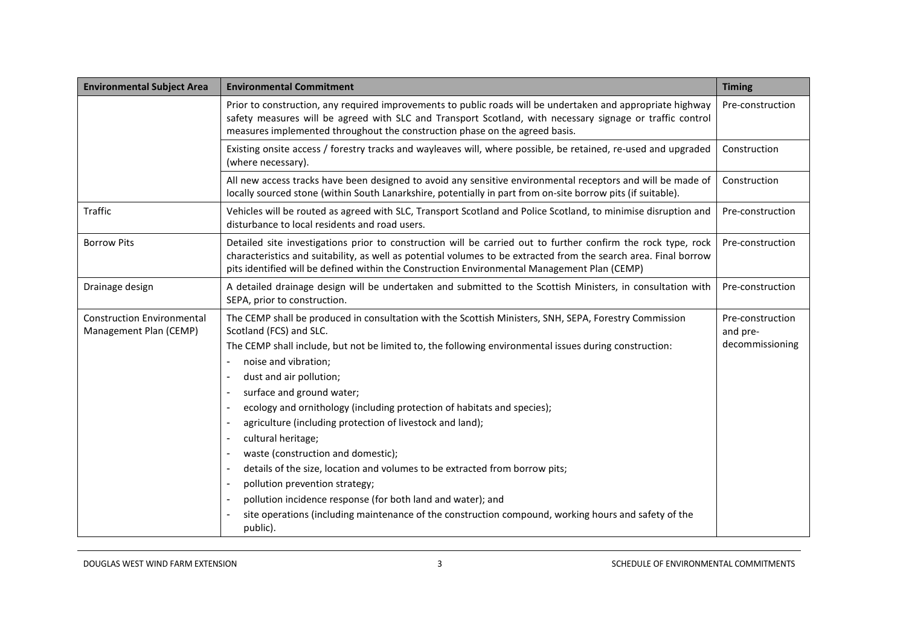| Environmental Subject Area | Environmental Commitment | Timing |
|---|---|---|
| | Prior to construction, any required improvements to public roads will be undertaken and appropriate highway safety measures will be agreed with SLC and Transport Scotland, with necessary signage or traffic control measures implemented throughout the construction phase on the agreed basis. | Pre-construction |
| | Existing onsite access / forestry tracks and wayleaves will, where possible, be retained, re-used and upgraded (where necessary). | Construction |
| | All new access tracks have been designed to avoid any sensitive environmental receptors and will be made of locally sourced stone (within South Lanarkshire, potentially in part from on-site borrow pits (if suitable). | Construction |
| Traffic | Vehicles will be routed as agreed with SLC, Transport Scotland and Police Scotland, to minimise disruption and disturbance to local residents and road users. | Pre-construction |
| Borrow Pits | Detailed site investigations prior to construction will be carried out to further confirm the rock type, rock characteristics and suitability, as well as potential volumes to be extracted from the search area. Final borrow pits identified will be defined within the Construction Environmental Management Plan (CEMP) | Pre-construction |
| Drainage design | A detailed drainage design will be undertaken and submitted to the Scottish Ministers, in consultation with SEPA, prior to construction. | Pre-construction |
| Construction Environmental Management Plan (CEMP) | The CEMP shall be produced in consultation with the Scottish Ministers, SNH, SEPA, Forestry Commission Scotland (FCS) and SLC.<br>The CEMP shall include, but not be limited to, the following environmental issues during construction:<br>- noise and vibration;<br>- dust and air pollution;<br>- surface and ground water;<br>- ecology and ornithology (including protection of habitats and species);<br>- agriculture (including protection of livestock and land);<br>- cultural heritage;<br>- waste (construction and domestic);<br>- details of the size, location and volumes to be extracted from borrow pits;<br>- pollution prevention strategy;<br>- pollution incidence response (for both land and water); and<br>- site operations (including maintenance of the construction compound, working hours and safety of the public). | Pre-construction and pre-decommissioning |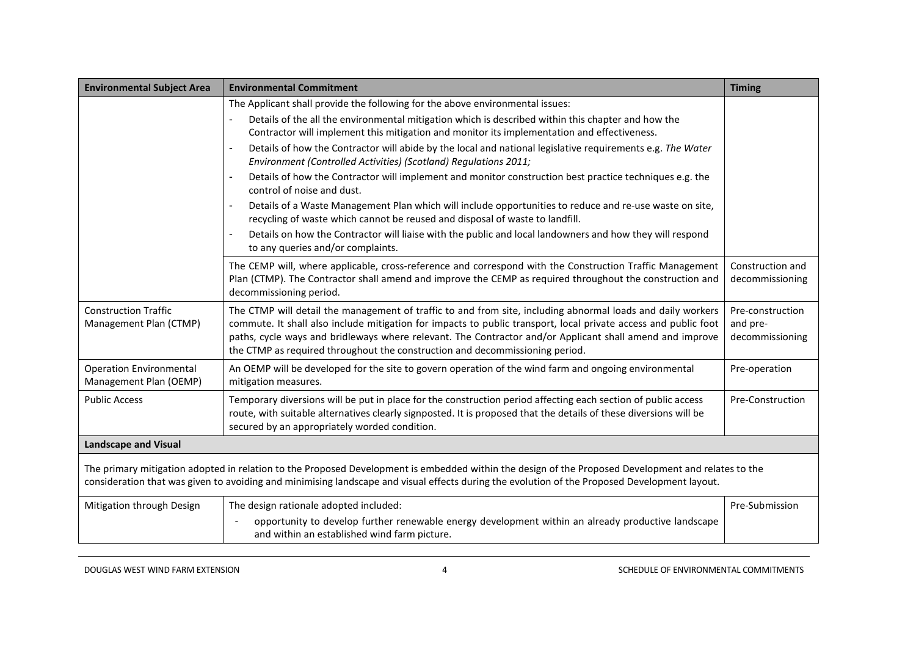| Environmental Subject Area | Environmental Commitment | Timing |
| --- | --- | --- |
| | The Applicant shall provide the following for the above environmental issues:<br>- Details of the all the environmental mitigation which is described within this chapter and how the Contractor will implement this mitigation and monitor its implementation and effectiveness.<br>- Details of how the Contractor will abide by the local and national legislative requirements e.g. *The Water Environment (Controlled Activities) (Scotland) Regulations 2011;*<br>- Details of how the Contractor will implement and monitor construction best practice techniques e.g. the control of noise and dust.<br>- Details of a Waste Management Plan which will include opportunities to reduce and re-use waste on site, recycling of waste which cannot be reused and disposal of waste to landfill.<br>- Details on how the Contractor will liaise with the public and local landowners and how they will respond to any queries and/or complaints. | |
| | The CEMP will, where applicable, cross-reference and correspond with the Construction Traffic Management Plan (CTMP). The Contractor shall amend and improve the CEMP as required throughout the construction and decommissioning period. | Construction and decommissioning |
| Construction Traffic Management Plan (CTMP) | The CTMP will detail the management of traffic to and from site, including abnormal loads and daily workers commute. It shall also include mitigation for impacts to public transport, local private access and public foot paths, cycle ways and bridleways where relevant. The Contractor and/or Applicant shall amend and improve the CTMP as required throughout the construction and decommissioning period. | Pre-construction and pre-decommissioning |
| Operation Environmental Management Plan (OEMP) | An OEMP will be developed for the site to govern operation of the wind farm and ongoing environmental mitigation measures. | Pre-operation |
| Public Access | Temporary diversions will be put in place for the construction period affecting each section of public access route, with suitable alternatives clearly signposted. It is proposed that the details of these diversions will be secured by an appropriately worded condition. | Pre-Construction |
| **Landscape and Visual** | | |
| The primary mitigation adopted in relation to the Proposed Development is embedded within the design of the Proposed Development and relates to the consideration that was given to avoiding and minimising landscape and visual effects during the evolution of the Proposed Development layout. | | |
| Mitigation through Design | The design rationale adopted included:<br>- opportunity to develop further renewable energy development within an already productive landscape and within an established wind farm picture. | Pre-Submission |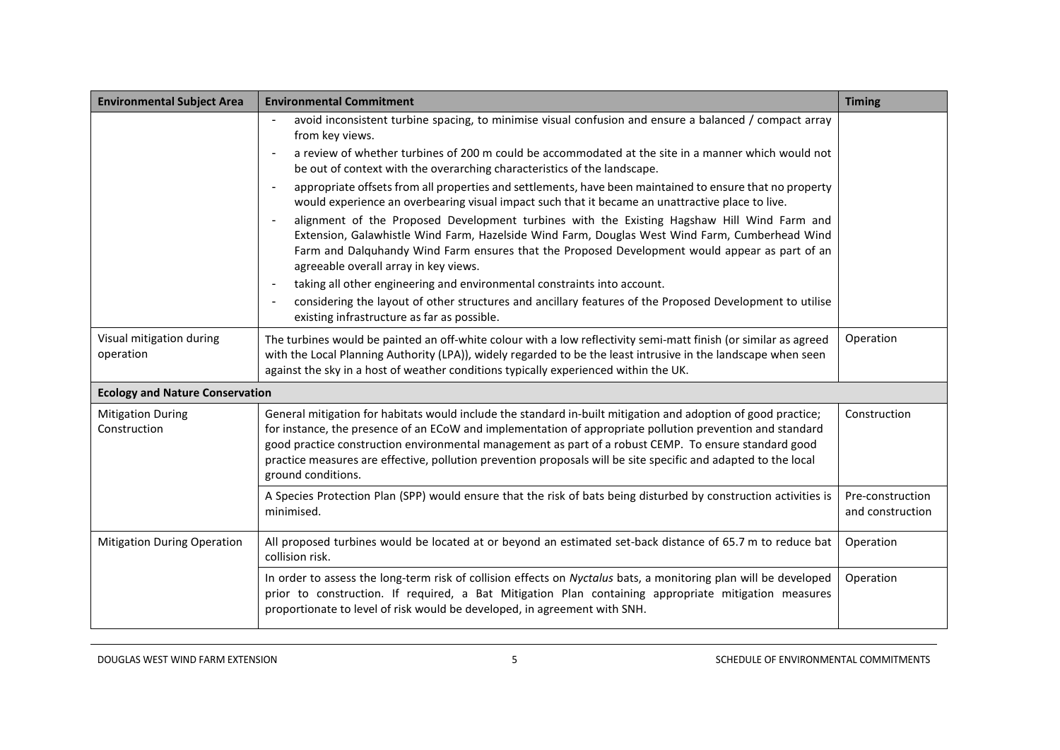| Environmental Subject Area | Environmental Commitment | Timing |
| --- | --- | --- |
| | - avoid inconsistent turbine spacing, to minimise visual confusion and ensure a balanced / compact array from key views.<br>- a review of whether turbines of 200 m could be accommodated at the site in a manner which would not be out of context with the overarching characteristics of the landscape.<br>- appropriate offsets from all properties and settlements, have been maintained to ensure that no property would experience an overbearing visual impact such that it became an unattractive place to live.<br>- alignment of the Proposed Development turbines with the Existing Hagshaw Hill Wind Farm and Extension, Galawhistle Wind Farm, Hazelside Wind Farm, Douglas West Wind Farm, Cumberhead Wind Farm and Dalquhandy Wind Farm ensures that the Proposed Development would appear as part of an agreeable overall array in key views.<br>- taking all other engineering and environmental constraints into account.<br>- considering the layout of other structures and ancillary features of the Proposed Development to utilise existing infrastructure as far as possible. | |
| Visual mitigation during operation | The turbines would be painted an off-white colour with a low reflectivity semi-matt finish (or similar as agreed with the Local Planning Authority (LPA)), widely regarded to be the least intrusive in the landscape when seen against the sky in a host of weather conditions typically experienced within the UK. | Operation |
| **Ecology and Nature Conservation** | | |
| Mitigation During Construction | General mitigation for habitats would include the standard in-built mitigation and adoption of good practice; for instance, the presence of an ECoW and implementation of appropriate pollution prevention and standard good practice construction environmental management as part of a robust CEMP. To ensure standard good practice measures are effective, pollution prevention proposals will be site specific and adapted to the local ground conditions. | Construction |
| | A Species Protection Plan (SPP) would ensure that the risk of bats being disturbed by construction activities is minimised. | Pre-construction and construction |
| Mitigation During Operation | All proposed turbines would be located at or beyond an estimated set-back distance of 65.7 m to reduce bat collision risk. | Operation |
| | In order to assess the long-term risk of collision effects on *Nyctalus* bats, a monitoring plan will be developed prior to construction. If required, a Bat Mitigation Plan containing appropriate mitigation measures proportionate to level of risk would be developed, in agreement with SNH. | Operation |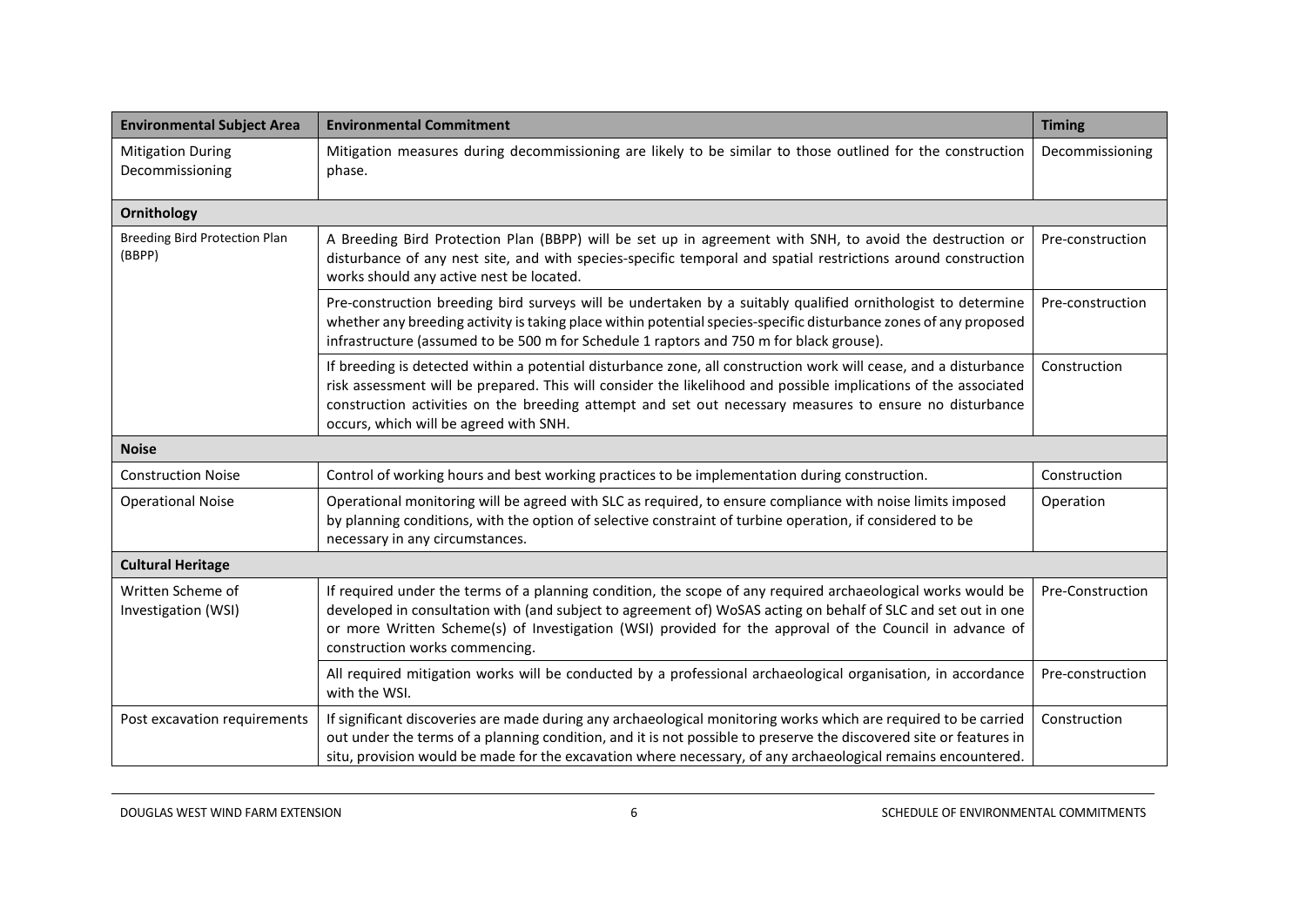| Environmental Subject Area | Environmental Commitment | Timing |
|---|---|---|
| Mitigation During Decommissioning | Mitigation measures during decommissioning are likely to be similar to those outlined for the construction phase. | Decommissioning |
| **Ornithology** | | |
| Breeding Bird Protection Plan (BBPP) | A Breeding Bird Protection Plan (BBPP) will be set up in agreement with SNH, to avoid the destruction or disturbance of any nest site, and with species-specific temporal and spatial restrictions around construction works should any active nest be located. | Pre-construction |
| | Pre-construction breeding bird surveys will be undertaken by a suitably qualified ornithologist to determine whether any breeding activity is taking place within potential species-specific disturbance zones of any proposed infrastructure (assumed to be 500 m for Schedule 1 raptors and 750 m for black grouse). | Pre-construction |
| | If breeding is detected within a potential disturbance zone, all construction work will cease, and a disturbance risk assessment will be prepared. This will consider the likelihood and possible implications of the associated construction activities on the breeding attempt and set out necessary measures to ensure no disturbance occurs, which will be agreed with SNH. | Construction |
| **Noise** | | |
| Construction Noise | Control of working hours and best working practices to be implementation during construction. | Construction |
| Operational Noise | Operational monitoring will be agreed with SLC as required, to ensure compliance with noise limits imposed by planning conditions, with the option of selective constraint of turbine operation, if considered to be necessary in any circumstances. | Operation |
| **Cultural Heritage** | | |
| Written Scheme of Investigation (WSI) | If required under the terms of a planning condition, the scope of any required archaeological works would be developed in consultation with (and subject to agreement of) WoSAS acting on behalf of SLC and set out in one or more Written Scheme(s) of Investigation (WSI) provided for the approval of the Council in advance of construction works commencing. | Pre-Construction |
| | All required mitigation works will be conducted by a professional archaeological organisation, in accordance with the WSI. | Pre-construction |
| Post excavation requirements | If significant discoveries are made during any archaeological monitoring works which are required to be carried out under the terms of a planning condition, and it is not possible to preserve the discovered site or features in situ, provision would be made for the excavation where necessary, of any archaeological remains encountered. | Construction |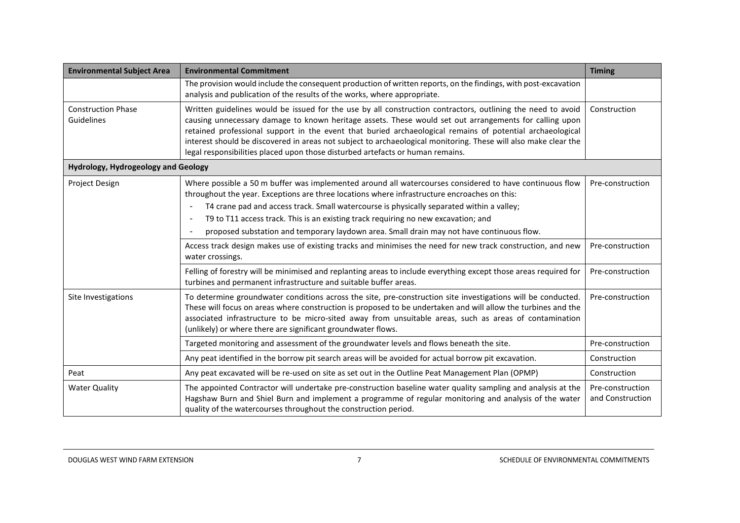| Environmental Subject Area | Environmental Commitment | Timing |
| --- | --- | --- |
| | The provision would include the consequent production of written reports, on the findings, with post-excavation analysis and publication of the results of the works, where appropriate. | |
| Construction Phase Guidelines | Written guidelines would be issued for the use by all construction contractors, outlining the need to avoid causing unnecessary damage to known heritage assets. These would set out arrangements for calling upon retained professional support in the event that buried archaeological remains of potential archaeological interest should be discovered in areas not subject to archaeological monitoring. These will also make clear the legal responsibilities placed upon those disturbed artefacts or human remains. | Construction |
| **Hydrology, Hydrogeology and Geology** | | |
| Project Design | Where possible a 50 m buffer was implemented around all watercourses considered to have continuous flow throughout the year. Exceptions are three locations where infrastructure encroaches on this:<br>- T4 crane pad and access track. Small watercourse is physically separated within a valley;<br>- T9 to T11 access track. This is an existing track requiring no new excavation; and<br>- proposed substation and temporary laydown area. Small drain may not have continuous flow. | Pre-construction |
| | Access track design makes use of existing tracks and minimises the need for new track construction, and new water crossings. | Pre-construction |
| | Felling of forestry will be minimised and replanting areas to include everything except those areas required for turbines and permanent infrastructure and suitable buffer areas. | Pre-construction |
| Site Investigations | To determine groundwater conditions across the site, pre-construction site investigations will be conducted. These will focus on areas where construction is proposed to be undertaken and will allow the turbines and the associated infrastructure to be micro-sited away from unsuitable areas, such as areas of contamination (unlikely) or where there are significant groundwater flows. | Pre-construction |
| | Targeted monitoring and assessment of the groundwater levels and flows beneath the site. | Pre-construction |
| | Any peat identified in the borrow pit search areas will be avoided for actual borrow pit excavation. | Construction |
| Peat | Any peat excavated will be re-used on site as set out in the Outline Peat Management Plan (OPMP) | Construction |
| Water Quality | The appointed Contractor will undertake pre-construction baseline water quality sampling and analysis at the Hagshaw Burn and Shiel Burn and implement a programme of regular monitoring and analysis of the water quality of the watercourses throughout the construction period. | Pre-construction and Construction |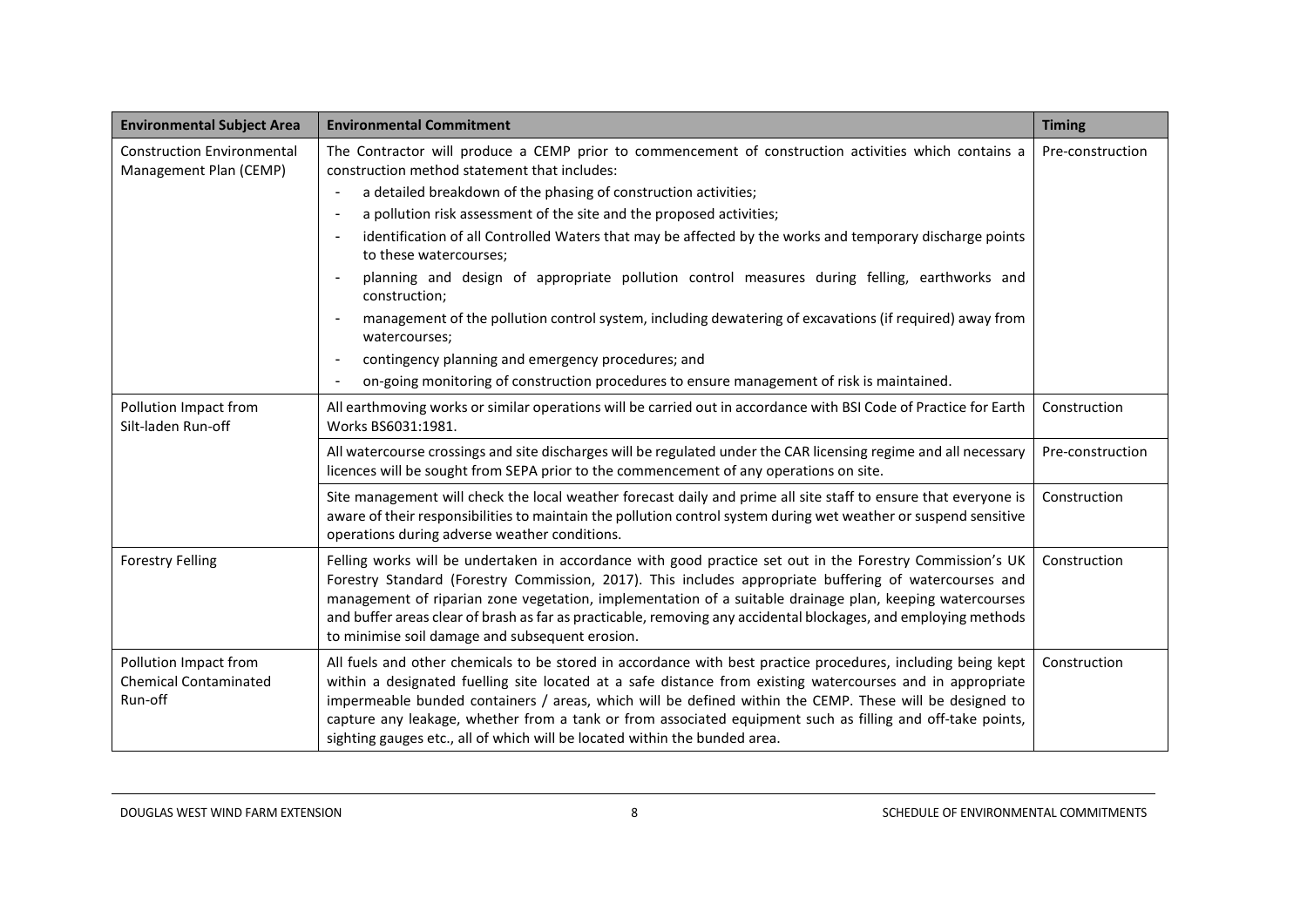| Environmental Subject Area | Environmental Commitment | Timing |
|---|---|---|
| Construction Environmental Management Plan (CEMP) | The Contractor will produce a CEMP prior to commencement of construction activities which contains a construction method statement that includes:<br>- a detailed breakdown of the phasing of construction activities;<br>- a pollution risk assessment of the site and the proposed activities;<br>- identification of all Controlled Waters that may be affected by the works and temporary discharge points to these watercourses;<br>- planning and design of appropriate pollution control measures during felling, earthworks and construction;<br>- management of the pollution control system, including dewatering of excavations (if required) away from watercourses;<br>- contingency planning and emergency procedures; and<br>- on-going monitoring of construction procedures to ensure management of risk is maintained. | Pre-construction |
| Pollution Impact from Silt-laden Run-off | All earthmoving works or similar operations will be carried out in accordance with BSI Code of Practice for Earth Works BS6031:1981. | Construction |
| | All watercourse crossings and site discharges will be regulated under the CAR licensing regime and all necessary licences will be sought from SEPA prior to the commencement of any operations on site. | Pre-construction |
| | Site management will check the local weather forecast daily and prime all site staff to ensure that everyone is aware of their responsibilities to maintain the pollution control system during wet weather or suspend sensitive operations during adverse weather conditions. | Construction |
| Forestry Felling | Felling works will be undertaken in accordance with good practice set out in the Forestry Commission's UK Forestry Standard (Forestry Commission, 2017). This includes appropriate buffering of watercourses and management of riparian zone vegetation, implementation of a suitable drainage plan, keeping watercourses and buffer areas clear of brash as far as practicable, removing any accidental blockages, and employing methods to minimise soil damage and subsequent erosion. | Construction |
| Pollution Impact from Chemical Contaminated Run-off | All fuels and other chemicals to be stored in accordance with best practice procedures, including being kept within a designated fuelling site located at a safe distance from existing watercourses and in appropriate impermeable bunded containers / areas, which will be defined within the CEMP. These will be designed to capture any leakage, whether from a tank or from associated equipment such as filling and off-take points, sighting gauges etc., all of which will be located within the bunded area. | Construction |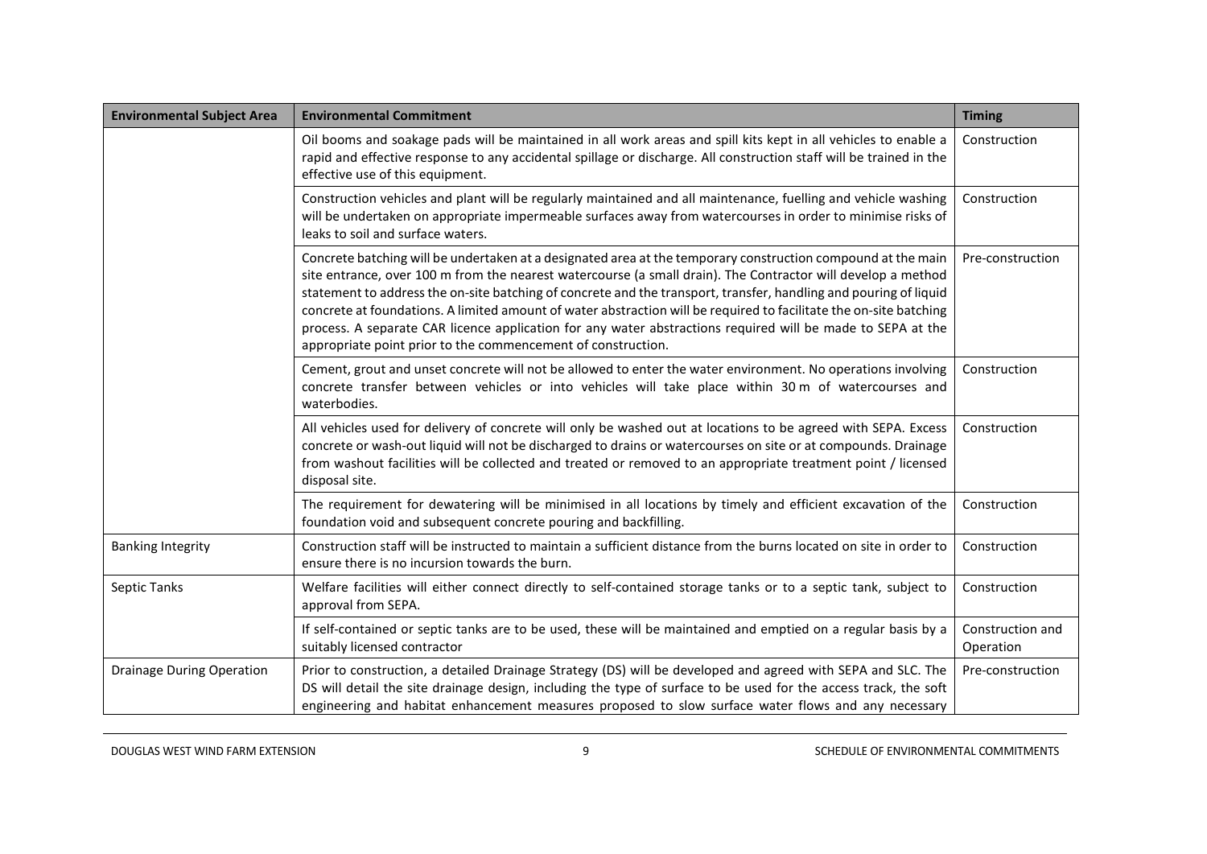| Environmental Subject Area | Environmental Commitment | Timing |
|---|---|---|
| | Oil booms and soakage pads will be maintained in all work areas and spill kits kept in all vehicles to enable a rapid and effective response to any accidental spillage or discharge. All construction staff will be trained in the effective use of this equipment. | Construction |
| | Construction vehicles and plant will be regularly maintained and all maintenance, fuelling and vehicle washing will be undertaken on appropriate impermeable surfaces away from watercourses in order to minimise risks of leaks to soil and surface waters. | Construction |
| | Concrete batching will be undertaken at a designated area at the temporary construction compound at the main site entrance, over 100 m from the nearest watercourse (a small drain). The Contractor will develop a method statement to address the on-site batching of concrete and the transport, transfer, handling and pouring of liquid concrete at foundations. A limited amount of water abstraction will be required to facilitate the on-site batching process. A separate CAR licence application for any water abstractions required will be made to SEPA at the appropriate point prior to the commencement of construction. | Pre-construction |
| | Cement, grout and unset concrete will not be allowed to enter the water environment. No operations involving concrete transfer between vehicles or into vehicles will take place within 30 m of watercourses and waterbodies. | Construction |
| | All vehicles used for delivery of concrete will only be washed out at locations to be agreed with SEPA. Excess concrete or wash-out liquid will not be discharged to drains or watercourses on site or at compounds. Drainage from washout facilities will be collected and treated or removed to an appropriate treatment point / licensed disposal site. | Construction |
| | The requirement for dewatering will be minimised in all locations by timely and efficient excavation of the foundation void and subsequent concrete pouring and backfilling. | Construction |
| Banking Integrity | Construction staff will be instructed to maintain a sufficient distance from the burns located on site in order to ensure there is no incursion towards the burn. | Construction |
| Septic Tanks | Welfare facilities will either connect directly to self-contained storage tanks or to a septic tank, subject to approval from SEPA. | Construction |
| | If self-contained or septic tanks are to be used, these will be maintained and emptied on a regular basis by a suitably licensed contractor | Construction and Operation |
| Drainage During Operation | Prior to construction, a detailed Drainage Strategy (DS) will be developed and agreed with SEPA and SLC. The DS will detail the site drainage design, including the type of surface to be used for the access track, the soft engineering and habitat enhancement measures proposed to slow surface water flows and any necessary | Pre-construction |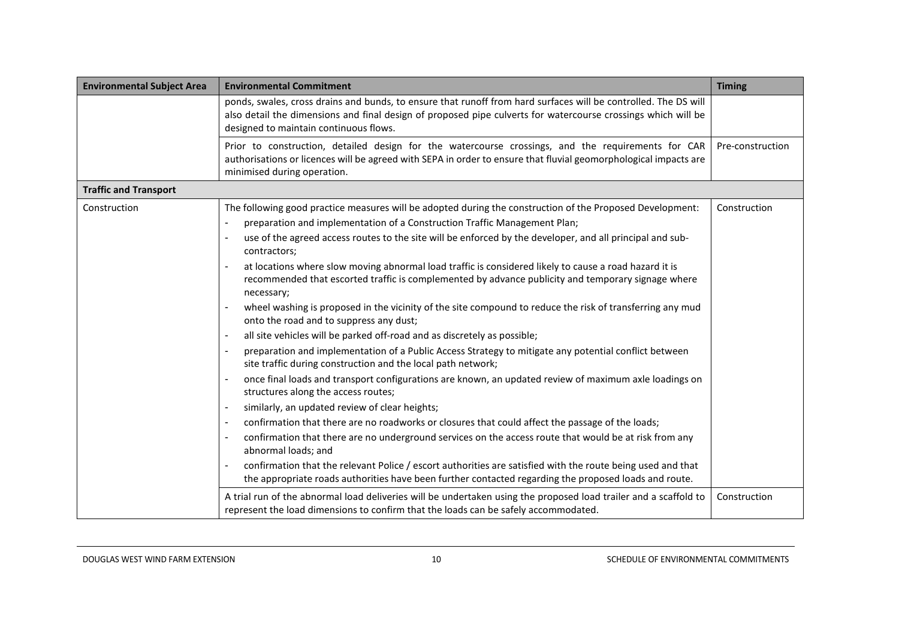| Environmental Subject Area | Environmental Commitment | Timing |
| --- | --- | --- |
| | ponds, swales, cross drains and bunds, to ensure that runoff from hard surfaces will be controlled. The DS will also detail the dimensions and final design of proposed pipe culverts for watercourse crossings which will be designed to maintain continuous flows. | |
| | Prior to construction, detailed design for the watercourse crossings, and the requirements for CAR authorisations or licences will be agreed with SEPA in order to ensure that fluvial geomorphological impacts are minimised during operation. | Pre-construction |
| **Traffic and Transport** | | |
| Construction | The following good practice measures will be adopted during the construction of the Proposed Development:<br>- preparation and implementation of a Construction Traffic Management Plan;<br>- use of the agreed access routes to the site will be enforced by the developer, and all principal and sub-contractors;<br>- at locations where slow moving abnormal load traffic is considered likely to cause a road hazard it is recommended that escorted traffic is complemented by advance publicity and temporary signage where necessary;<br>- wheel washing is proposed in the vicinity of the site compound to reduce the risk of transferring any mud onto the road and to suppress any dust;<br>- all site vehicles will be parked off-road and as discretely as possible;<br>- preparation and implementation of a Public Access Strategy to mitigate any potential conflict between site traffic during construction and the local path network;<br>- once final loads and transport configurations are known, an updated review of maximum axle loadings on structures along the access routes;<br>- similarly, an updated review of clear heights;<br>- confirmation that there are no roadworks or closures that could affect the passage of the loads;<br>- confirmation that there are no underground services on the access route that would be at risk from any abnormal loads; and<br>- confirmation that the relevant Police / escort authorities are satisfied with the route being used and that the appropriate roads authorities have been further contacted regarding the proposed loads and route. | Construction |
| | A trial run of the abnormal load deliveries will be undertaken using the proposed load trailer and a scaffold to represent the load dimensions to confirm that the loads can be safely accommodated. | Construction |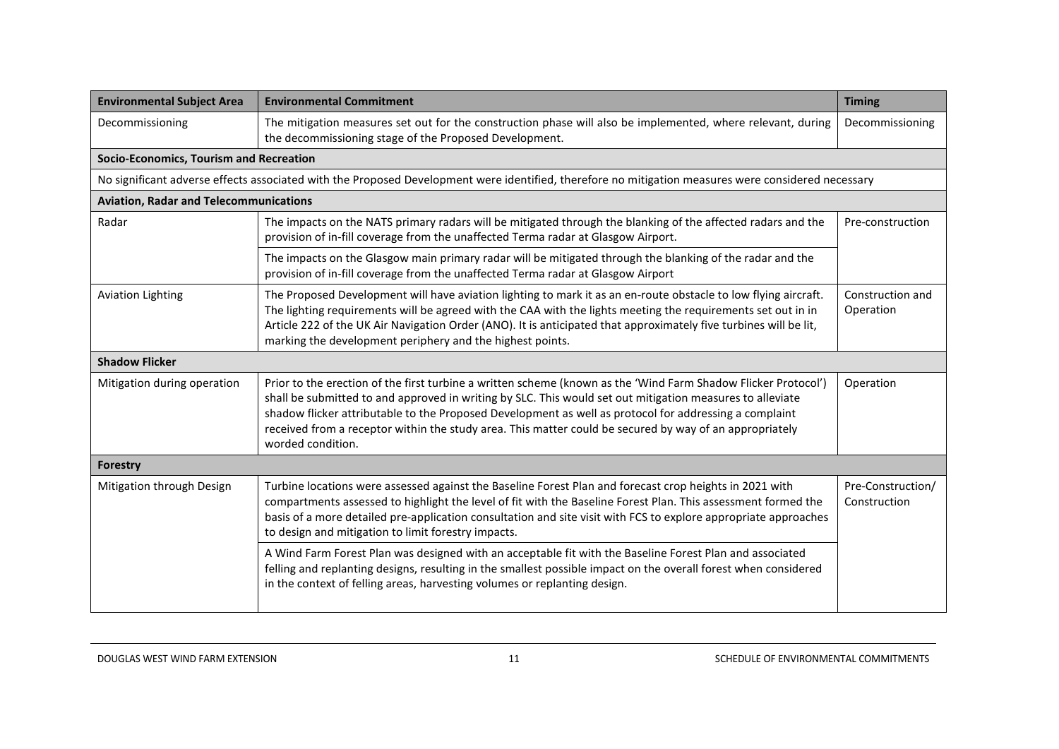| Environmental Subject Area | Environmental Commitment | Timing |
|---|---|---|
| Decommissioning | The mitigation measures set out for the construction phase will also be implemented, where relevant, during the decommissioning stage of the Proposed Development. | Decommissioning |
| **Socio-Economics, Tourism and Recreation** | | |
| No significant adverse effects associated with the Proposed Development were identified, therefore no mitigation measures were considered necessary | | |
| **Aviation, Radar and Telecommunications** | | |
| Radar | The impacts on the NATS primary radars will be mitigated through the blanking of the affected radars and the provision of in-fill coverage from the unaffected Terma radar at Glasgow Airport. | Pre-construction |
| | The impacts on the Glasgow main primary radar will be mitigated through the blanking of the radar and the provision of in-fill coverage from the unaffected Terma radar at Glasgow Airport | |
| Aviation Lighting | The Proposed Development will have aviation lighting to mark it as an en-route obstacle to low flying aircraft. The lighting requirements will be agreed with the CAA with the lights meeting the requirements set out in in Article 222 of the UK Air Navigation Order (ANO). It is anticipated that approximately five turbines will be lit, marking the development periphery and the highest points. | Construction and Operation |
| **Shadow Flicker** | | |
| Mitigation during operation | Prior to the erection of the first turbine a written scheme (known as the 'Wind Farm Shadow Flicker Protocol') shall be submitted to and approved in writing by SLC. This would set out mitigation measures to alleviate shadow flicker attributable to the Proposed Development as well as protocol for addressing a complaint received from a receptor within the study area. This matter could be secured by way of an appropriately worded condition. | Operation |
| **Forestry** | | |
| Mitigation through Design | Turbine locations were assessed against the Baseline Forest Plan and forecast crop heights in 2021 with compartments assessed to highlight the level of fit with the Baseline Forest Plan. This assessment formed the basis of a more detailed pre-application consultation and site visit with FCS to explore appropriate approaches to design and mitigation to limit forestry impacts. | Pre-Construction/ Construction |
| | A Wind Farm Forest Plan was designed with an acceptable fit with the Baseline Forest Plan and associated felling and replanting designs, resulting in the smallest possible impact on the overall forest when considered in the context of felling areas, harvesting volumes or replanting design. | |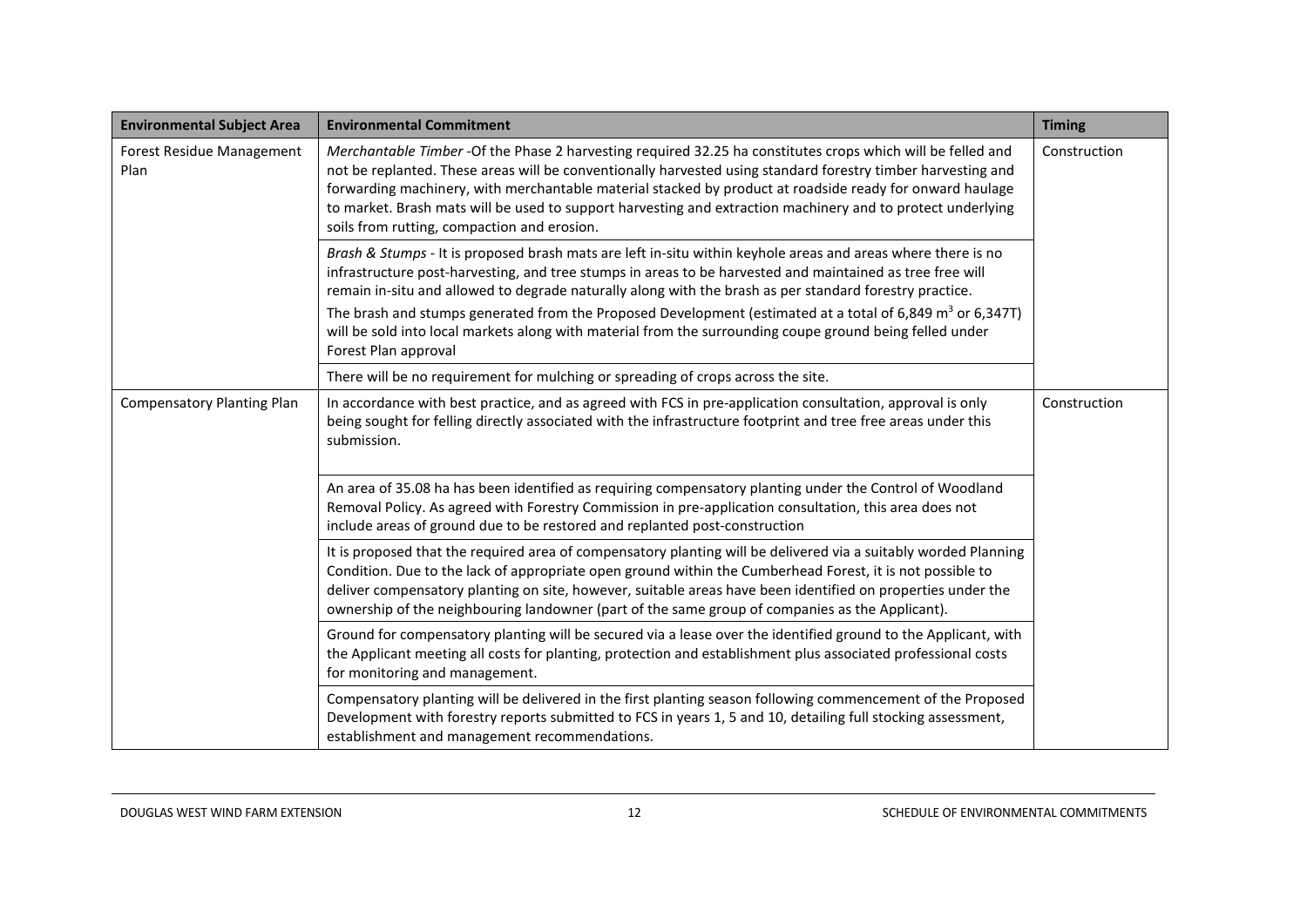| Environmental Subject Area | Environmental Commitment | Timing |
|---|---|---|
| Forest Residue Management Plan | *Merchantable Timber* -Of the Phase 2 harvesting required 32.25 ha constitutes crops which will be felled and not be replanted. These areas will be conventionally harvested using standard forestry timber harvesting and forwarding machinery, with merchantable material stacked by product at roadside ready for onward haulage to market. Brash mats will be used to support harvesting and extraction machinery and to protect underlying soils from rutting, compaction and erosion. | Construction |
| | *Brash & Stumps* - It is proposed brash mats are left in-situ within keyhole areas and areas where there is no infrastructure post-harvesting, and tree stumps in areas to be harvested and maintained as tree free will remain in-situ and allowed to degrade naturally along with the brash as per standard forestry practice. The brash and stumps generated from the Proposed Development (estimated at a total of 6,849 $m^3$ or 6,347T) will be sold into local markets along with material from the surrounding coupe ground being felled under Forest Plan approval | |
| | There will be no requirement for mulching or spreading of crops across the site. | |
| Compensatory Planting Plan | In accordance with best practice, and as agreed with FCS in pre-application consultation, approval is only being sought for felling directly associated with the infrastructure footprint and tree free areas under this submission. | Construction |
| | An area of 35.08 ha has been identified as requiring compensatory planting under the Control of Woodland Removal Policy. As agreed with Forestry Commission in pre-application consultation, this area does not include areas of ground due to be restored and replanted post-construction | |
| | It is proposed that the required area of compensatory planting will be delivered via a suitably worded Planning Condition. Due to the lack of appropriate open ground within the Cumberhead Forest, it is not possible to deliver compensatory planting on site, however, suitable areas have been identified on properties under the ownership of the neighbouring landowner (part of the same group of companies as the Applicant). | |
| | Ground for compensatory planting will be secured via a lease over the identified ground to the Applicant, with the Applicant meeting all costs for planting, protection and establishment plus associated professional costs for monitoring and management. | |
| | Compensatory planting will be delivered in the first planting season following commencement of the Proposed Development with forestry reports submitted to FCS in years 1, 5 and 10, detailing full stocking assessment, establishment and management recommendations. | |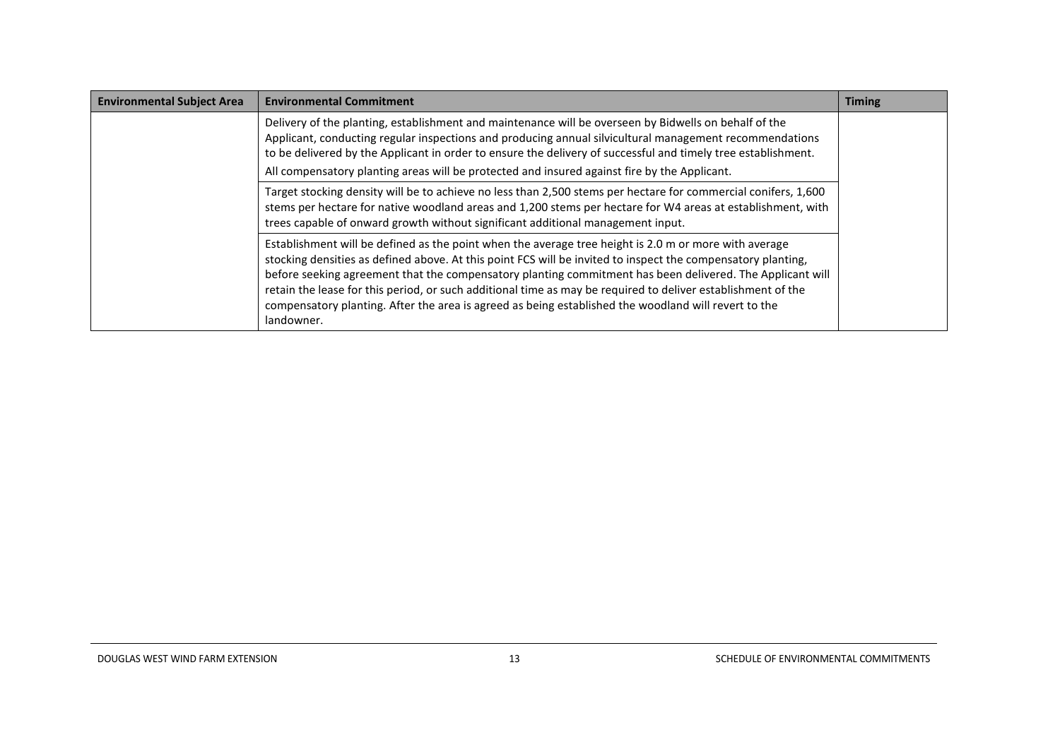| Environmental Subject Area | Environmental Commitment | Timing |
| --- | --- | --- |
| | Delivery of the planting, establishment and maintenance will be overseen by Bidwells on behalf of the Applicant, conducting regular inspections and producing annual silvicultural management recommendations to be delivered by the Applicant in order to ensure the delivery of successful and timely tree establishment.<br>All compensatory planting areas will be protected and insured against fire by the Applicant. | |
| | Target stocking density will be to achieve no less than 2,500 stems per hectare for commercial conifers, 1,600 stems per hectare for native woodland areas and 1,200 stems per hectare for W4 areas at establishment, with trees capable of onward growth without significant additional management input. | |
| | Establishment will be defined as the point when the average tree height is 2.0 m or more with average stocking densities as defined above. At this point FCS will be invited to inspect the compensatory planting, before seeking agreement that the compensatory planting commitment has been delivered. The Applicant will retain the lease for this period, or such additional time as may be required to deliver establishment of the compensatory planting. After the area is agreed as being established the woodland will revert to the landowner. | |